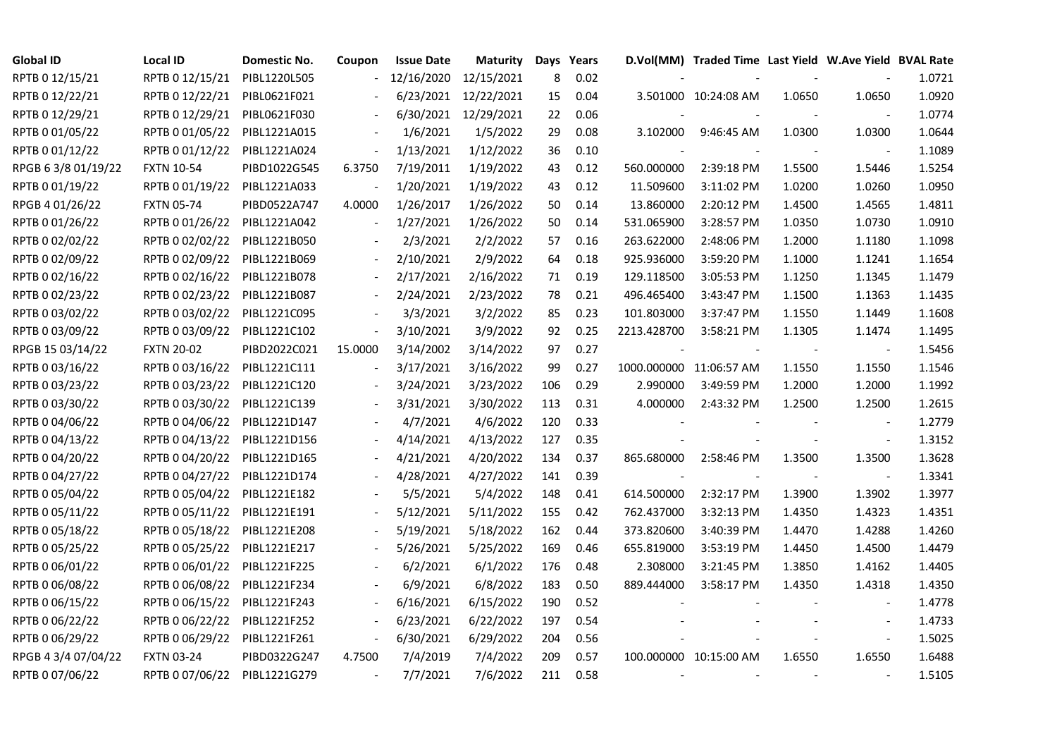| Global ID | Local ID | Domestic No. | Coupon | Issue Date | Maturity | Days | Years | D.Vol(MM) | Traded Time | Last Yield | W.Ave Yield | BVAL Rate |
|---|---|---|---|---|---|---|---|---|---|---|---|---|
| RPTB 0 12/15/21 | RPTB 0 12/15/21 | PIBL1220L505 | - | 12/16/2020 | 12/15/2021 | 8 | 0.02 | - | - | - | - | 1.0721 |
| RPTB 0 12/22/21 | RPTB 0 12/22/21 | PIBL0621F021 | - | 6/23/2021 | 12/22/2021 | 15 | 0.04 | 3.501000 | 10:24:08 AM | 1.0650 | 1.0650 | 1.0920 |
| RPTB 0 12/29/21 | RPTB 0 12/29/21 | PIBL0621F030 | - | 6/30/2021 | 12/29/2021 | 22 | 0.06 | - | - | - | - | 1.0774 |
| RPTB 0 01/05/22 | RPTB 0 01/05/22 | PIBL1221A015 | - | 1/6/2021 | 1/5/2022 | 29 | 0.08 | 3.102000 | 9:46:45 AM | 1.0300 | 1.0300 | 1.0644 |
| RPTB 0 01/12/22 | RPTB 0 01/12/22 | PIBL1221A024 | - | 1/13/2021 | 1/12/2022 | 36 | 0.10 | - | - | - | - | 1.1089 |
| RPGB 6 3/8 01/19/22 | FXTN 10-54 | PIBD1022G545 | 6.3750 | 7/19/2011 | 1/19/2022 | 43 | 0.12 | 560.000000 | 2:39:18 PM | 1.5500 | 1.5446 | 1.5254 |
| RPTB 0 01/19/22 | RPTB 0 01/19/22 | PIBL1221A033 | - | 1/20/2021 | 1/19/2022 | 43 | 0.12 | 11.509600 | 3:11:02 PM | 1.0200 | 1.0260 | 1.0950 |
| RPGB 4 01/26/22 | FXTN 05-74 | PIBD0522A747 | 4.0000 | 1/26/2017 | 1/26/2022 | 50 | 0.14 | 13.860000 | 2:20:12 PM | 1.4500 | 1.4565 | 1.4811 |
| RPTB 0 01/26/22 | RPTB 0 01/26/22 | PIBL1221A042 | - | 1/27/2021 | 1/26/2022 | 50 | 0.14 | 531.065900 | 3:28:57 PM | 1.0350 | 1.0730 | 1.0910 |
| RPTB 0 02/02/22 | RPTB 0 02/02/22 | PIBL1221B050 | - | 2/3/2021 | 2/2/2022 | 57 | 0.16 | 263.622000 | 2:48:06 PM | 1.2000 | 1.1180 | 1.1098 |
| RPTB 0 02/09/22 | RPTB 0 02/09/22 | PIBL1221B069 | - | 2/10/2021 | 2/9/2022 | 64 | 0.18 | 925.936000 | 3:59:20 PM | 1.1000 | 1.1241 | 1.1654 |
| RPTB 0 02/16/22 | RPTB 0 02/16/22 | PIBL1221B078 | - | 2/17/2021 | 2/16/2022 | 71 | 0.19 | 129.118500 | 3:05:53 PM | 1.1250 | 1.1345 | 1.1479 |
| RPTB 0 02/23/22 | RPTB 0 02/23/22 | PIBL1221B087 | - | 2/24/2021 | 2/23/2022 | 78 | 0.21 | 496.465400 | 3:43:47 PM | 1.1500 | 1.1363 | 1.1435 |
| RPTB 0 03/02/22 | RPTB 0 03/02/22 | PIBL1221C095 | - | 3/3/2021 | 3/2/2022 | 85 | 0.23 | 101.803000 | 3:37:47 PM | 1.1550 | 1.1449 | 1.1608 |
| RPTB 0 03/09/22 | RPTB 0 03/09/22 | PIBL1221C102 | - | 3/10/2021 | 3/9/2022 | 92 | 0.25 | 2213.428700 | 3:58:21 PM | 1.1305 | 1.1474 | 1.1495 |
| RPGB 15 03/14/22 | FXTN 20-02 | PIBD2022C021 | 15.0000 | 3/14/2002 | 3/14/2022 | 97 | 0.27 | - | - | - | - | 1.5456 |
| RPTB 0 03/16/22 | RPTB 0 03/16/22 | PIBL1221C111 | - | 3/17/2021 | 3/16/2022 | 99 | 0.27 | 1000.000000 | 11:06:57 AM | 1.1550 | 1.1550 | 1.1546 |
| RPTB 0 03/23/22 | RPTB 0 03/23/22 | PIBL1221C120 | - | 3/24/2021 | 3/23/2022 | 106 | 0.29 | 2.990000 | 3:49:59 PM | 1.2000 | 1.2000 | 1.1992 |
| RPTB 0 03/30/22 | RPTB 0 03/30/22 | PIBL1221C139 | - | 3/31/2021 | 3/30/2022 | 113 | 0.31 | 4.000000 | 2:43:32 PM | 1.2500 | 1.2500 | 1.2615 |
| RPTB 0 04/06/22 | RPTB 0 04/06/22 | PIBL1221D147 | - | 4/7/2021 | 4/6/2022 | 120 | 0.33 | - | - | - | - | 1.2779 |
| RPTB 0 04/13/22 | RPTB 0 04/13/22 | PIBL1221D156 | - | 4/14/2021 | 4/13/2022 | 127 | 0.35 | - | - | - | - | 1.3152 |
| RPTB 0 04/20/22 | RPTB 0 04/20/22 | PIBL1221D165 | - | 4/21/2021 | 4/20/2022 | 134 | 0.37 | 865.680000 | 2:58:46 PM | 1.3500 | 1.3500 | 1.3628 |
| RPTB 0 04/27/22 | RPTB 0 04/27/22 | PIBL1221D174 | - | 4/28/2021 | 4/27/2022 | 141 | 0.39 | - | - | - | - | 1.3341 |
| RPTB 0 05/04/22 | RPTB 0 05/04/22 | PIBL1221E182 | - | 5/5/2021 | 5/4/2022 | 148 | 0.41 | 614.500000 | 2:32:17 PM | 1.3900 | 1.3902 | 1.3977 |
| RPTB 0 05/11/22 | RPTB 0 05/11/22 | PIBL1221E191 | - | 5/12/2021 | 5/11/2022 | 155 | 0.42 | 762.437000 | 3:32:13 PM | 1.4350 | 1.4323 | 1.4351 |
| RPTB 0 05/18/22 | RPTB 0 05/18/22 | PIBL1221E208 | - | 5/19/2021 | 5/18/2022 | 162 | 0.44 | 373.820600 | 3:40:39 PM | 1.4470 | 1.4288 | 1.4260 |
| RPTB 0 05/25/22 | RPTB 0 05/25/22 | PIBL1221E217 | - | 5/26/2021 | 5/25/2022 | 169 | 0.46 | 655.819000 | 3:53:19 PM | 1.4450 | 1.4500 | 1.4479 |
| RPTB 0 06/01/22 | RPTB 0 06/01/22 | PIBL1221F225 | - | 6/2/2021 | 6/1/2022 | 176 | 0.48 | 2.308000 | 3:21:45 PM | 1.3850 | 1.4162 | 1.4405 |
| RPTB 0 06/08/22 | RPTB 0 06/08/22 | PIBL1221F234 | - | 6/9/2021 | 6/8/2022 | 183 | 0.50 | 889.444000 | 3:58:17 PM | 1.4350 | 1.4318 | 1.4350 |
| RPTB 0 06/15/22 | RPTB 0 06/15/22 | PIBL1221F243 | - | 6/16/2021 | 6/15/2022 | 190 | 0.52 | - | - | - | - | 1.4778 |
| RPTB 0 06/22/22 | RPTB 0 06/22/22 | PIBL1221F252 | - | 6/23/2021 | 6/22/2022 | 197 | 0.54 | - | - | - | - | 1.4733 |
| RPTB 0 06/29/22 | RPTB 0 06/29/22 | PIBL1221F261 | - | 6/30/2021 | 6/29/2022 | 204 | 0.56 | - | - | - | - | 1.5025 |
| RPGB 4 3/4 07/04/22 | FXTN 03-24 | PIBD0322G247 | 4.7500 | 7/4/2019 | 7/4/2022 | 209 | 0.57 | 100.000000 | 10:15:00 AM | 1.6550 | 1.6550 | 1.6488 |
| RPTB 0 07/06/22 | RPTB 0 07/06/22 | PIBL1221G279 | - | 7/7/2021 | 7/6/2022 | 211 | 0.58 | - | - | - | - | 1.5105 |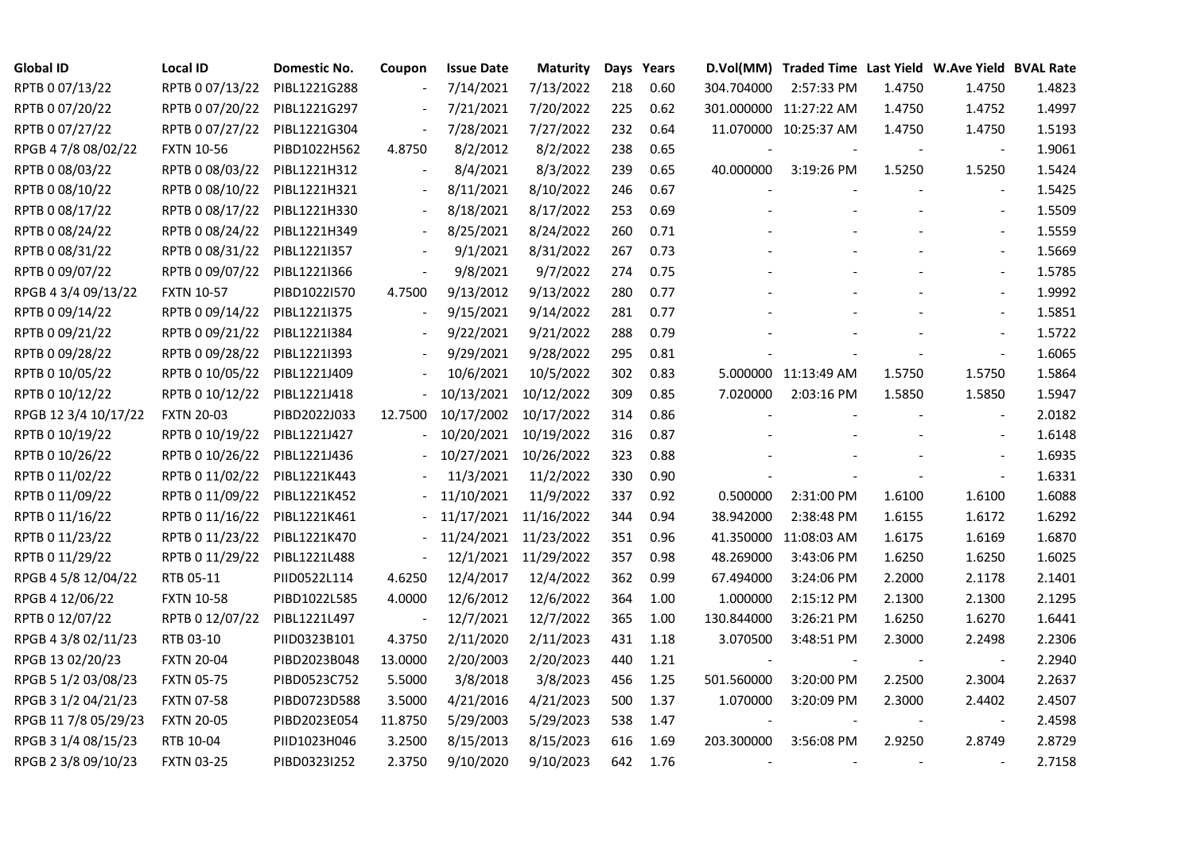| Global ID | Local ID | Domestic No. | Coupon | Issue Date | Maturity | Days | Years | D.Vol(MM) | Traded Time | Last Yield | W.Ave Yield | BVAL Rate |
|---|---|---|---|---|---|---|---|---|---|---|---|---|
| RPTB 0 07/13/22 | RPTB 0 07/13/22 | PIBL1221G288 | - | 7/14/2021 | 7/13/2022 | 218 | 0.60 | 304.704000 | 2:57:33 PM | 1.4750 | 1.4750 | 1.4823 |
| RPTB 0 07/20/22 | RPTB 0 07/20/22 | PIBL1221G297 | - | 7/21/2021 | 7/20/2022 | 225 | 0.62 | 301.000000 | 11:27:22 AM | 1.4750 | 1.4752 | 1.4997 |
| RPTB 0 07/27/22 | RPTB 0 07/27/22 | PIBL1221G304 | - | 7/28/2021 | 7/27/2022 | 232 | 0.64 | 11.070000 | 10:25:37 AM | 1.4750 | 1.4750 | 1.5193 |
| RPGB 4 7/8 08/02/22 | FXTN 10-56 | PIBD1022H562 | 4.8750 | 8/2/2012 | 8/2/2022 | 238 | 0.65 | - | - | - | - | 1.9061 |
| RPTB 0 08/03/22 | RPTB 0 08/03/22 | PIBL1221H312 | - | 8/4/2021 | 8/3/2022 | 239 | 0.65 | 40.000000 | 3:19:26 PM | 1.5250 | 1.5250 | 1.5424 |
| RPTB 0 08/10/22 | RPTB 0 08/10/22 | PIBL1221H321 | - | 8/11/2021 | 8/10/2022 | 246 | 0.67 | - | - | - | - | 1.5425 |
| RPTB 0 08/17/22 | RPTB 0 08/17/22 | PIBL1221H330 | - | 8/18/2021 | 8/17/2022 | 253 | 0.69 | - | - | - | - | 1.5509 |
| RPTB 0 08/24/22 | RPTB 0 08/24/22 | PIBL1221H349 | - | 8/25/2021 | 8/24/2022 | 260 | 0.71 | - | - | - | - | 1.5559 |
| RPTB 0 08/31/22 | RPTB 0 08/31/22 | PIBL1221I357 | - | 9/1/2021 | 8/31/2022 | 267 | 0.73 | - | - | - | - | 1.5669 |
| RPTB 0 09/07/22 | RPTB 0 09/07/22 | PIBL1221I366 | - | 9/8/2021 | 9/7/2022 | 274 | 0.75 | - | - | - | - | 1.5785 |
| RPGB 4 3/4 09/13/22 | FXTN 10-57 | PIBD1022I570 | 4.7500 | 9/13/2012 | 9/13/2022 | 280 | 0.77 | - | - | - | - | 1.9992 |
| RPTB 0 09/14/22 | RPTB 0 09/14/22 | PIBL1221I375 | - | 9/15/2021 | 9/14/2022 | 281 | 0.77 | - | - | - | - | 1.5851 |
| RPTB 0 09/21/22 | RPTB 0 09/21/22 | PIBL1221I384 | - | 9/22/2021 | 9/21/2022 | 288 | 0.79 | - | - | - | - | 1.5722 |
| RPTB 0 09/28/22 | RPTB 0 09/28/22 | PIBL1221I393 | - | 9/29/2021 | 9/28/2022 | 295 | 0.81 | - | - | - | - | 1.6065 |
| RPTB 0 10/05/22 | RPTB 0 10/05/22 | PIBL1221J409 | - | 10/6/2021 | 10/5/2022 | 302 | 0.83 | 5.000000 | 11:13:49 AM | 1.5750 | 1.5750 | 1.5864 |
| RPTB 0 10/12/22 | RPTB 0 10/12/22 | PIBL1221J418 | - | 10/13/2021 | 10/12/2022 | 309 | 0.85 | 7.020000 | 2:03:16 PM | 1.5850 | 1.5850 | 1.5947 |
| RPGB 12 3/4 10/17/22 | FXTN 20-03 | PIBD2022J033 | 12.7500 | 10/17/2002 | 10/17/2022 | 314 | 0.86 | - | - | - | - | 2.0182 |
| RPTB 0 10/19/22 | RPTB 0 10/19/22 | PIBL1221J427 | - | 10/20/2021 | 10/19/2022 | 316 | 0.87 | - | - | - | - | 1.6148 |
| RPTB 0 10/26/22 | RPTB 0 10/26/22 | PIBL1221J436 | - | 10/27/2021 | 10/26/2022 | 323 | 0.88 | - | - | - | - | 1.6935 |
| RPTB 0 11/02/22 | RPTB 0 11/02/22 | PIBL1221K443 | - | 11/3/2021 | 11/2/2022 | 330 | 0.90 | - | - | - | - | 1.6331 |
| RPTB 0 11/09/22 | RPTB 0 11/09/22 | PIBL1221K452 | - | 11/10/2021 | 11/9/2022 | 337 | 0.92 | 0.500000 | 2:31:00 PM | 1.6100 | 1.6100 | 1.6088 |
| RPTB 0 11/16/22 | RPTB 0 11/16/22 | PIBL1221K461 | - | 11/17/2021 | 11/16/2022 | 344 | 0.94 | 38.942000 | 2:38:48 PM | 1.6155 | 1.6172 | 1.6292 |
| RPTB 0 11/23/22 | RPTB 0 11/23/22 | PIBL1221K470 | - | 11/24/2021 | 11/23/2022 | 351 | 0.96 | 41.350000 | 11:08:03 AM | 1.6175 | 1.6169 | 1.6870 |
| RPTB 0 11/29/22 | RPTB 0 11/29/22 | PIBL1221L488 | - | 12/1/2021 | 11/29/2022 | 357 | 0.98 | 48.269000 | 3:43:06 PM | 1.6250 | 1.6250 | 1.6025 |
| RPGB 4 5/8 12/04/22 | RTB 05-11 | PIID0522L114 | 4.6250 | 12/4/2017 | 12/4/2022 | 362 | 0.99 | 67.494000 | 3:24:06 PM | 2.2000 | 2.1178 | 2.1401 |
| RPGB 4 12/06/22 | FXTN 10-58 | PIBD1022L585 | 4.0000 | 12/6/2012 | 12/6/2022 | 364 | 1.00 | 1.000000 | 2:15:12 PM | 2.1300 | 2.1300 | 2.1295 |
| RPTB 0 12/07/22 | RPTB 0 12/07/22 | PIBL1221L497 | - | 12/7/2021 | 12/7/2022 | 365 | 1.00 | 130.844000 | 3:26:21 PM | 1.6250 | 1.6270 | 1.6441 |
| RPGB 4 3/8 02/11/23 | RTB 03-10 | PIID0323B101 | 4.3750 | 2/11/2020 | 2/11/2023 | 431 | 1.18 | 3.070500 | 3:48:51 PM | 2.3000 | 2.2498 | 2.2306 |
| RPGB 13 02/20/23 | FXTN 20-04 | PIBD2023B048 | 13.0000 | 2/20/2003 | 2/20/2023 | 440 | 1.21 | - | - | - | - | 2.2940 |
| RPGB 5 1/2 03/08/23 | FXTN 05-75 | PIBD0523C752 | 5.5000 | 3/8/2018 | 3/8/2023 | 456 | 1.25 | 501.560000 | 3:20:00 PM | 2.2500 | 2.3004 | 2.2637 |
| RPGB 3 1/2 04/21/23 | FXTN 07-58 | PIBD0723D588 | 3.5000 | 4/21/2016 | 4/21/2023 | 500 | 1.37 | 1.070000 | 3:20:09 PM | 2.3000 | 2.4402 | 2.4507 |
| RPGB 11 7/8 05/29/23 | FXTN 20-05 | PIBD2023E054 | 11.8750 | 5/29/2003 | 5/29/2023 | 538 | 1.47 | - | - | - | - | 2.4598 |
| RPGB 3 1/4 08/15/23 | RTB 10-04 | PIID1023H046 | 3.2500 | 8/15/2013 | 8/15/2023 | 616 | 1.69 | 203.300000 | 3:56:08 PM | 2.9250 | 2.8749 | 2.8729 |
| RPGB 2 3/8 09/10/23 | FXTN 03-25 | PIBD0323I252 | 2.3750 | 9/10/2020 | 9/10/2023 | 642 | 1.76 | - | - | - | - | 2.7158 |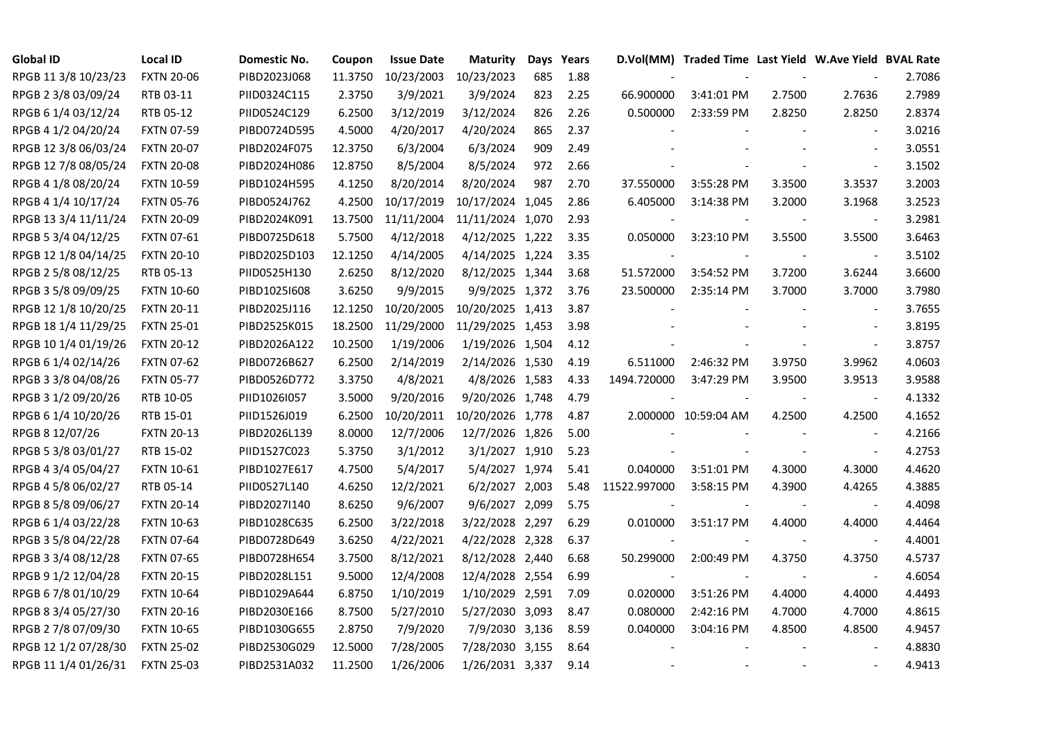| Global ID | Local ID | Domestic No. | Coupon | Issue Date | Maturity | Days | Years | D.Vol(MM) | Traded Time | Last Yield | W.Ave Yield | BVAL Rate |
|---|---|---|---|---|---|---|---|---|---|---|---|---|
| RPGB 11 3/8 10/23/23 | FXTN 20-06 | PIBD2023J068 | 11.3750 | 10/23/2003 | 10/23/2023 | 685 | 1.88 | - | - | - | - | 2.7086 |
| RPGB 2 3/8 03/09/24 | RTB 03-11 | PIID0324C115 | 2.3750 | 3/9/2021 | 3/9/2024 | 823 | 2.25 | 66.900000 | 3:41:01 PM | 2.7500 | 2.7636 | 2.7989 |
| RPGB 6 1/4 03/12/24 | RTB 05-12 | PIID0524C129 | 6.2500 | 3/12/2019 | 3/12/2024 | 826 | 2.26 | 0.500000 | 2:33:59 PM | 2.8250 | 2.8250 | 2.8374 |
| RPGB 4 1/2 04/20/24 | FXTN 07-59 | PIBD0724D595 | 4.5000 | 4/20/2017 | 4/20/2024 | 865 | 2.37 | - | - | - | - | 3.0216 |
| RPGB 12 3/8 06/03/24 | FXTN 20-07 | PIBD2024F075 | 12.3750 | 6/3/2004 | 6/3/2024 | 909 | 2.49 | - | - | - | - | 3.0551 |
| RPGB 12 7/8 08/05/24 | FXTN 20-08 | PIBD2024H086 | 12.8750 | 8/5/2004 | 8/5/2024 | 972 | 2.66 | - | - | - | - | 3.1502 |
| RPGB 4 1/8 08/20/24 | FXTN 10-59 | PIBD1024H595 | 4.1250 | 8/20/2014 | 8/20/2024 | 987 | 2.70 | 37.550000 | 3:55:28 PM | 3.3500 | 3.3537 | 3.2003 |
| RPGB 4 1/4 10/17/24 | FXTN 05-76 | PIBD0524J762 | 4.2500 | 10/17/2019 | 10/17/2024 | 1,045 | 2.86 | 6.405000 | 3:14:38 PM | 3.2000 | 3.1968 | 3.2523 |
| RPGB 13 3/4 11/11/24 | FXTN 20-09 | PIBD2024K091 | 13.7500 | 11/11/2004 | 11/11/2024 | 1,070 | 2.93 | - | - | - | - | 3.2981 |
| RPGB 5 3/4 04/12/25 | FXTN 07-61 | PIBD0725D618 | 5.7500 | 4/12/2018 | 4/12/2025 | 1,222 | 3.35 | 0.050000 | 3:23:10 PM | 3.5500 | 3.5500 | 3.6463 |
| RPGB 12 1/8 04/14/25 | FXTN 20-10 | PIBD2025D103 | 12.1250 | 4/14/2005 | 4/14/2025 | 1,224 | 3.35 | - | - | - | - | 3.5102 |
| RPGB 2 5/8 08/12/25 | RTB 05-13 | PIID0525H130 | 2.6250 | 8/12/2020 | 8/12/2025 | 1,344 | 3.68 | 51.572000 | 3:54:52 PM | 3.7200 | 3.6244 | 3.6600 |
| RPGB 3 5/8 09/09/25 | FXTN 10-60 | PIBD1025I608 | 3.6250 | 9/9/2015 | 9/9/2025 | 1,372 | 3.76 | 23.500000 | 2:35:14 PM | 3.7000 | 3.7000 | 3.7980 |
| RPGB 12 1/8 10/20/25 | FXTN 20-11 | PIBD2025J116 | 12.1250 | 10/20/2005 | 10/20/2025 | 1,413 | 3.87 | - | - | - | - | 3.7655 |
| RPGB 18 1/4 11/29/25 | FXTN 25-01 | PIBD2525K015 | 18.2500 | 11/29/2000 | 11/29/2025 | 1,453 | 3.98 | - | - | - | - | 3.8195 |
| RPGB 10 1/4 01/19/26 | FXTN 20-12 | PIBD2026A122 | 10.2500 | 1/19/2006 | 1/19/2026 | 1,504 | 4.12 | - | - | - | - | 3.8757 |
| RPGB 6 1/4 02/14/26 | FXTN 07-62 | PIBD0726B627 | 6.2500 | 2/14/2019 | 2/14/2026 | 1,530 | 4.19 | 6.511000 | 2:46:32 PM | 3.9750 | 3.9962 | 4.0603 |
| RPGB 3 3/8 04/08/26 | FXTN 05-77 | PIBD0526D772 | 3.3750 | 4/8/2021 | 4/8/2026 | 1,583 | 4.33 | 1494.720000 | 3:47:29 PM | 3.9500 | 3.9513 | 3.9588 |
| RPGB 3 1/2 09/20/26 | RTB 10-05 | PIID1026I057 | 3.5000 | 9/20/2016 | 9/20/2026 | 1,748 | 4.79 | - | - | - | - | 4.1332 |
| RPGB 6 1/4 10/20/26 | RTB 15-01 | PIID1526J019 | 6.2500 | 10/20/2011 | 10/20/2026 | 1,778 | 4.87 | 2.000000 | 10:59:04 AM | 4.2500 | 4.2500 | 4.1652 |
| RPGB 8 12/07/26 | FXTN 20-13 | PIBD2026L139 | 8.0000 | 12/7/2006 | 12/7/2026 | 1,826 | 5.00 | - | - | - | - | 4.2166 |
| RPGB 5 3/8 03/01/27 | RTB 15-02 | PIID1527C023 | 5.3750 | 3/1/2012 | 3/1/2027 | 1,910 | 5.23 | - | - | - | - | 4.2753 |
| RPGB 4 3/4 05/04/27 | FXTN 10-61 | PIBD1027E617 | 4.7500 | 5/4/2017 | 5/4/2027 | 1,974 | 5.41 | 0.040000 | 3:51:01 PM | 4.3000 | 4.3000 | 4.4620 |
| RPGB 4 5/8 06/02/27 | RTB 05-14 | PIID0527L140 | 4.6250 | 12/2/2021 | 6/2/2027 | 2,003 | 5.48 | 11522.997000 | 3:58:15 PM | 4.3900 | 4.4265 | 4.3885 |
| RPGB 8 5/8 09/06/27 | FXTN 20-14 | PIBD2027I140 | 8.6250 | 9/6/2007 | 9/6/2027 | 2,099 | 5.75 | - | - | - | - | 4.4098 |
| RPGB 6 1/4 03/22/28 | FXTN 10-63 | PIBD1028C635 | 6.2500 | 3/22/2018 | 3/22/2028 | 2,297 | 6.29 | 0.010000 | 3:51:17 PM | 4.4000 | 4.4000 | 4.4464 |
| RPGB 3 5/8 04/22/28 | FXTN 07-64 | PIBD0728D649 | 3.6250 | 4/22/2021 | 4/22/2028 | 2,328 | 6.37 | - | - | - | - | 4.4001 |
| RPGB 3 3/4 08/12/28 | FXTN 07-65 | PIBD0728H654 | 3.7500 | 8/12/2021 | 8/12/2028 | 2,440 | 6.68 | 50.299000 | 2:00:49 PM | 4.3750 | 4.3750 | 4.5737 |
| RPGB 9 1/2 12/04/28 | FXTN 20-15 | PIBD2028L151 | 9.5000 | 12/4/2008 | 12/4/2028 | 2,554 | 6.99 | - | - | - | - | 4.6054 |
| RPGB 6 7/8 01/10/29 | FXTN 10-64 | PIBD1029A644 | 6.8750 | 1/10/2019 | 1/10/2029 | 2,591 | 7.09 | 0.020000 | 3:51:26 PM | 4.4000 | 4.4000 | 4.4493 |
| RPGB 8 3/4 05/27/30 | FXTN 20-16 | PIBD2030E166 | 8.7500 | 5/27/2010 | 5/27/2030 | 3,093 | 8.47 | 0.080000 | 2:42:16 PM | 4.7000 | 4.7000 | 4.8615 |
| RPGB 2 7/8 07/09/30 | FXTN 10-65 | PIBD1030G655 | 2.8750 | 7/9/2020 | 7/9/2030 | 3,136 | 8.59 | 0.040000 | 3:04:16 PM | 4.8500 | 4.8500 | 4.9457 |
| RPGB 12 1/2 07/28/30 | FXTN 25-02 | PIBD2530G029 | 12.5000 | 7/28/2005 | 7/28/2030 | 3,155 | 8.64 | - | - | - | - | 4.8830 |
| RPGB 11 1/4 01/26/31 | FXTN 25-03 | PIBD2531A032 | 11.2500 | 1/26/2006 | 1/26/2031 | 3,337 | 9.14 | - | - | - | - | 4.9413 |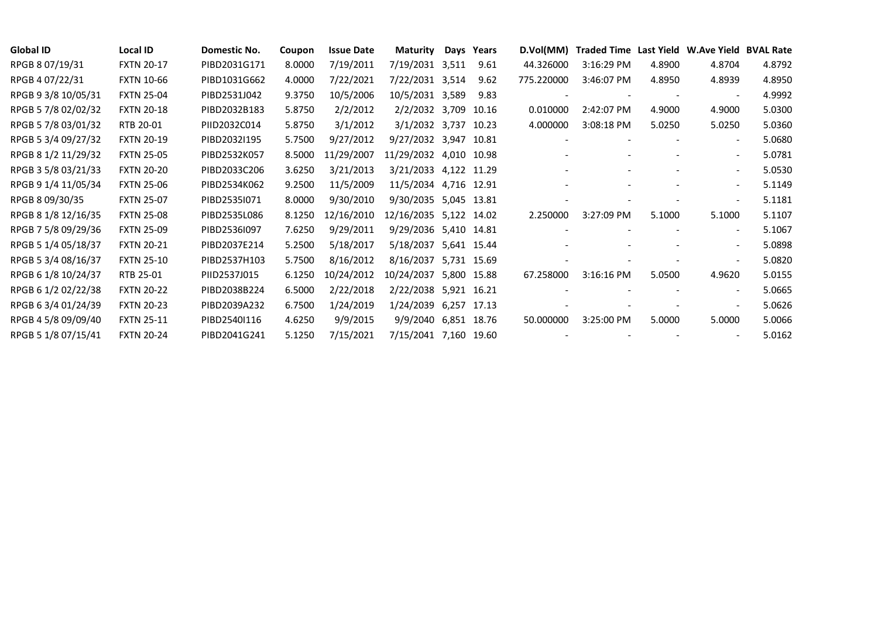| Global ID | Local ID | Domestic No. | Coupon | Issue Date | Maturity | Days | Years | D.Vol(MM) | Traded Time | Last Yield | W.Ave Yield | BVAL Rate |
|---|---|---|---|---|---|---|---|---|---|---|---|---|
| RPGB 8 07/19/31 | FXTN 20-17 | PIBD2031G171 | 8.0000 | 7/19/2011 | 7/19/2031 | 3,511 | 9.61 | 44.326000 | 3:16:29 PM | 4.8900 | 4.8704 | 4.8792 |
| RPGB 4 07/22/31 | FXTN 10-66 | PIBD1031G662 | 4.0000 | 7/22/2021 | 7/22/2031 | 3,514 | 9.62 | 775.220000 | 3:46:07 PM | 4.8950 | 4.8939 | 4.8950 |
| RPGB 9 3/8 10/05/31 | FXTN 25-04 | PIBD2531J042 | 9.3750 | 10/5/2006 | 10/5/2031 | 3,589 | 9.83 | - | - | - | - | 4.9992 |
| RPGB 5 7/8 02/02/32 | FXTN 20-18 | PIBD2032B183 | 5.8750 | 2/2/2012 | 2/2/2032 | 3,709 | 10.16 | 0.010000 | 2:42:07 PM | 4.9000 | 4.9000 | 5.0300 |
| RPGB 5 7/8 03/01/32 | RTB 20-01 | PIID2032C014 | 5.8750 | 3/1/2012 | 3/1/2032 | 3,737 | 10.23 | 4.000000 | 3:08:18 PM | 5.0250 | 5.0250 | 5.0360 |
| RPGB 5 3/4 09/27/32 | FXTN 20-19 | PIBD2032I195 | 5.7500 | 9/27/2012 | 9/27/2032 | 3,947 | 10.81 | - | - | - | - | 5.0680 |
| RPGB 8 1/2 11/29/32 | FXTN 25-05 | PIBD2532K057 | 8.5000 | 11/29/2007 | 11/29/2032 | 4,010 | 10.98 | - | - | - | - | 5.0781 |
| RPGB 3 5/8 03/21/33 | FXTN 20-20 | PIBD2033C206 | 3.6250 | 3/21/2013 | 3/21/2033 | 4,122 | 11.29 | - | - | - | - | 5.0530 |
| RPGB 9 1/4 11/05/34 | FXTN 25-06 | PIBD2534K062 | 9.2500 | 11/5/2009 | 11/5/2034 | 4,716 | 12.91 | - | - | - | - | 5.1149 |
| RPGB 8 09/30/35 | FXTN 25-07 | PIBD2535I071 | 8.0000 | 9/30/2010 | 9/30/2035 | 5,045 | 13.81 | - | - | - | - | 5.1181 |
| RPGB 8 1/8 12/16/35 | FXTN 25-08 | PIBD2535L086 | 8.1250 | 12/16/2010 | 12/16/2035 | 5,122 | 14.02 | 2.250000 | 3:27:09 PM | 5.1000 | 5.1000 | 5.1107 |
| RPGB 7 5/8 09/29/36 | FXTN 25-09 | PIBD2536I097 | 7.6250 | 9/29/2011 | 9/29/2036 | 5,410 | 14.81 | - | - | - | - | 5.1067 |
| RPGB 5 1/4 05/18/37 | FXTN 20-21 | PIBD2037E214 | 5.2500 | 5/18/2017 | 5/18/2037 | 5,641 | 15.44 | - | - | - | - | 5.0898 |
| RPGB 5 3/4 08/16/37 | FXTN 25-10 | PIBD2537H103 | 5.7500 | 8/16/2012 | 8/16/2037 | 5,731 | 15.69 | - | - | - | - | 5.0820 |
| RPGB 6 1/8 10/24/37 | RTB 25-01 | PIID2537J015 | 6.1250 | 10/24/2012 | 10/24/2037 | 5,800 | 15.88 | 67.258000 | 3:16:16 PM | 5.0500 | 4.9620 | 5.0155 |
| RPGB 6 1/2 02/22/38 | FXTN 20-22 | PIBD2038B224 | 6.5000 | 2/22/2018 | 2/22/2038 | 5,921 | 16.21 | - | - | - | - | 5.0665 |
| RPGB 6 3/4 01/24/39 | FXTN 20-23 | PIBD2039A232 | 6.7500 | 1/24/2019 | 1/24/2039 | 6,257 | 17.13 | - | - | - | - | 5.0626 |
| RPGB 4 5/8 09/09/40 | FXTN 25-11 | PIBD2540I116 | 4.6250 | 9/9/2015 | 9/9/2040 | 6,851 | 18.76 | 50.000000 | 3:25:00 PM | 5.0000 | 5.0000 | 5.0066 |
| RPGB 5 1/8 07/15/41 | FXTN 20-24 | PIBD2041G241 | 5.1250 | 7/15/2021 | 7/15/2041 | 7,160 | 19.60 | - | - | - | - | 5.0162 |